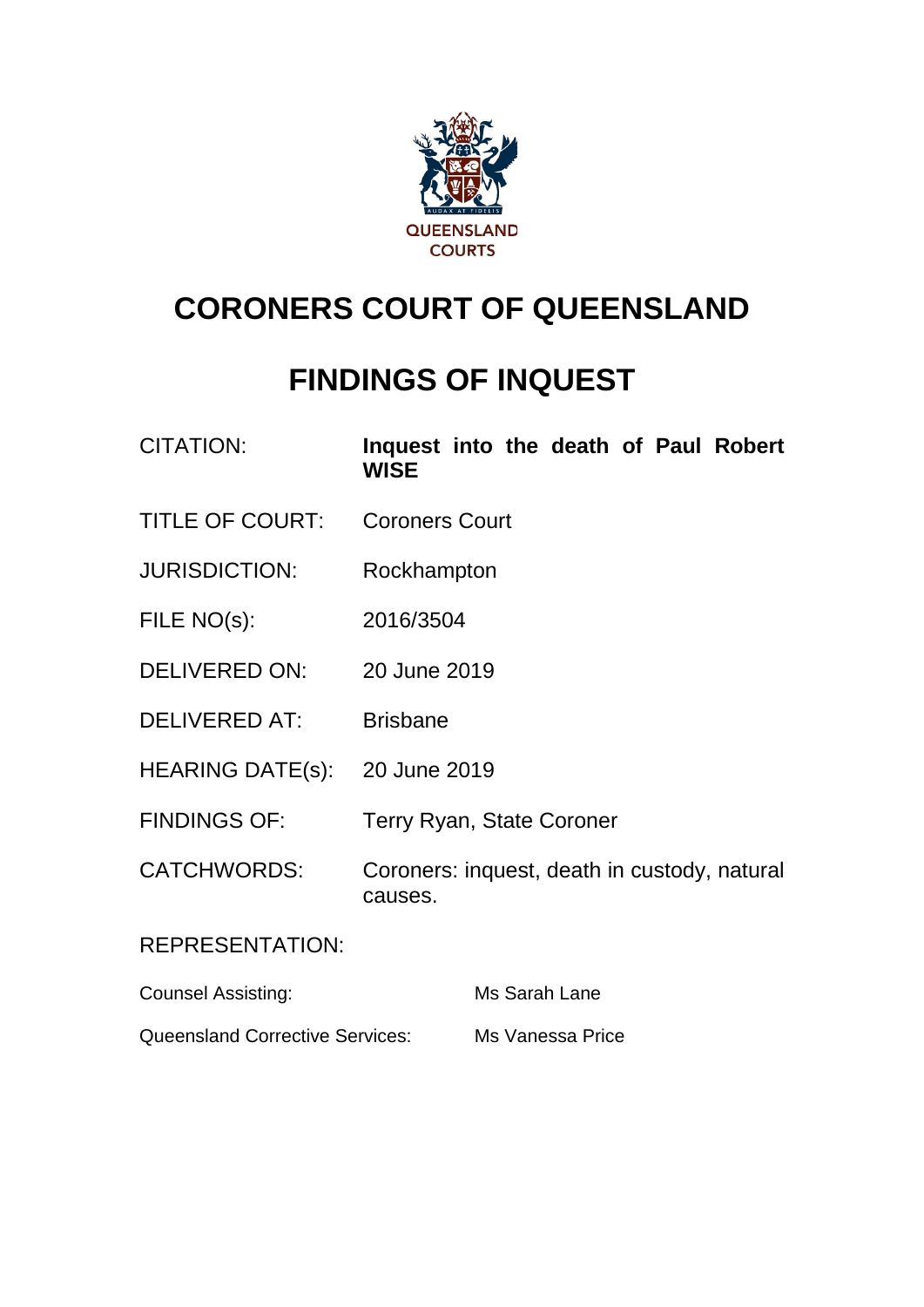# CORONERS COURT OF QUEENSLAND

# FINDINGS OF INQUEST

| | |
|---|---|
| CITATION: | **Inquest into the death of Paul Robert WISE** |
| TITLE OF COURT: | Coroners Court |
| JURISDICTION: | Rockhampton |
| FILE NO(s): | 2016/3504 |
| DELIVERED ON: | 20 June 2019 |
| DELIVERED AT: | Brisbane |
| HEARING DATE(s): | 20 June 2019 |
| FINDINGS OF: | Terry Ryan, State Coroner |
| CATCHWORDS: | Coroners: inquest, death in custody, natural causes. |

REPRESENTATION:

| | |
|---|---|
| Counsel Assisting: | Ms Sarah Lane |
| Queensland Corrective Services: | Ms Vanessa Price |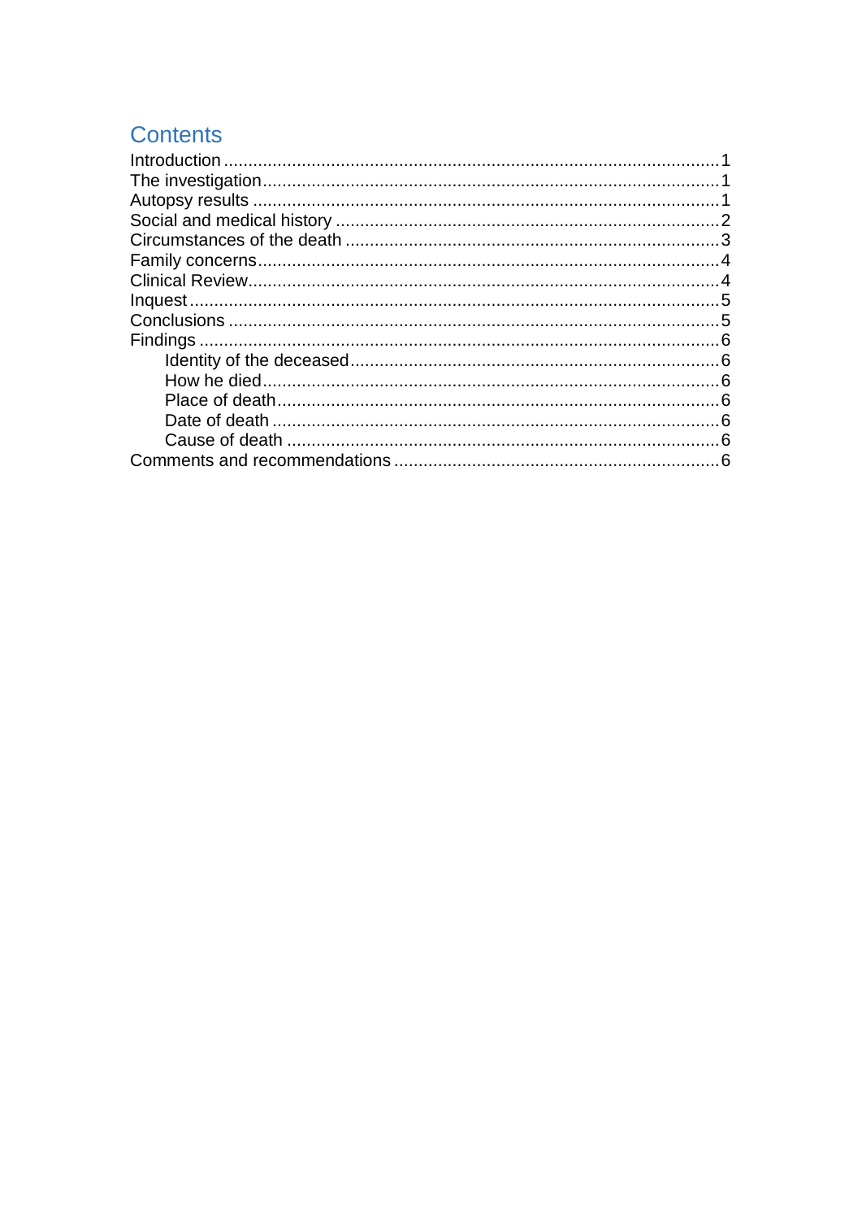## Contents

Introduction .................................................................................................1
The investigation ..........................................................................................1
Autopsy results .............................................................................................1
Social and medical history ............................................................................2
Circumstances of the death ..........................................................................3
Family concerns ............................................................................................4
Clinical Review ..............................................................................................4
Inquest ..........................................................................................................5
Conclusions ..................................................................................................5
Findings ........................................................................................................6
    Identity of the deceased ..........................................................................6
    How he died ............................................................................................6
    Place of death ..........................................................................................6
    Date of death ...........................................................................................6
    Cause of death ........................................................................................6
Comments and recommendations ................................................................6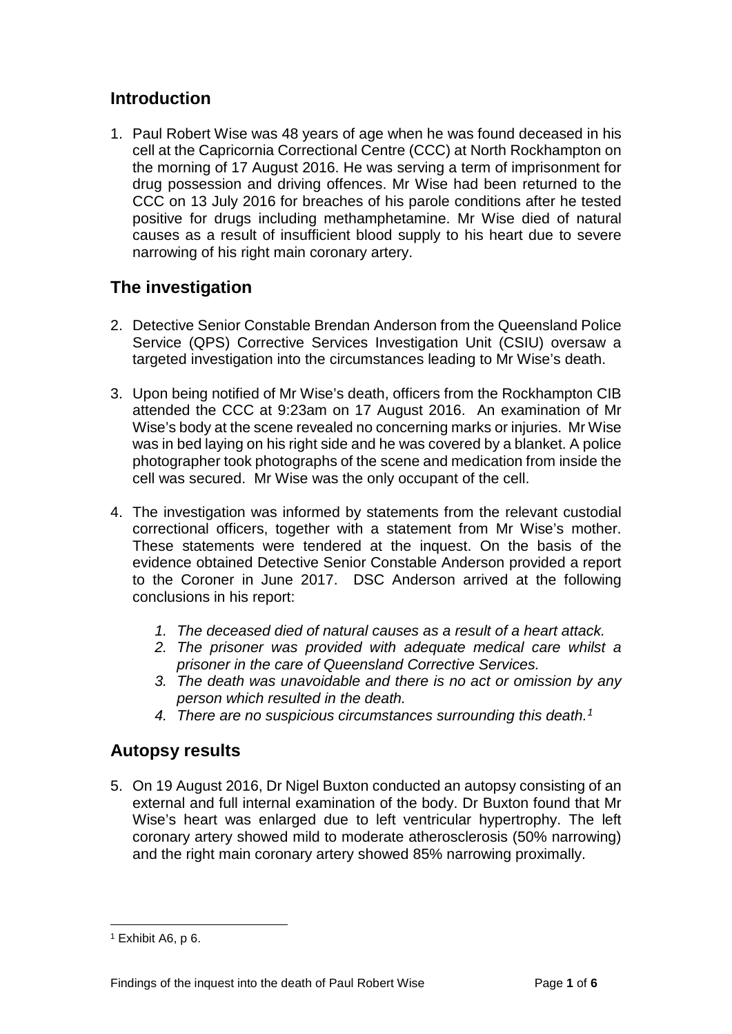## Introduction

1. Paul Robert Wise was 48 years of age when he was found deceased in his cell at the Capricornia Correctional Centre (CCC) at North Rockhampton on the morning of 17 August 2016. He was serving a term of imprisonment for drug possession and driving offences. Mr Wise had been returned to the CCC on 13 July 2016 for breaches of his parole conditions after he tested positive for drugs including methamphetamine. Mr Wise died of natural causes as a result of insufficient blood supply to his heart due to severe narrowing of his right main coronary artery.

## The investigation

2. Detective Senior Constable Brendan Anderson from the Queensland Police Service (QPS) Corrective Services Investigation Unit (CSIU) oversaw a targeted investigation into the circumstances leading to Mr Wise's death.

3. Upon being notified of Mr Wise's death, officers from the Rockhampton CIB attended the CCC at 9:23am on 17 August 2016. An examination of Mr Wise's body at the scene revealed no concerning marks or injuries. Mr Wise was in bed laying on his right side and he was covered by a blanket. A police photographer took photographs of the scene and medication from inside the cell was secured. Mr Wise was the only occupant of the cell.

4. The investigation was informed by statements from the relevant custodial correctional officers, together with a statement from Mr Wise's mother. These statements were tendered at the inquest. On the basis of the evidence obtained Detective Senior Constable Anderson provided a report to the Coroner in June 2017. DSC Anderson arrived at the following conclusions in his report:

    1. *The deceased died of natural causes as a result of a heart attack.*
    2. *The prisoner was provided with adequate medical care whilst a prisoner in the care of Queensland Corrective Services.*
    3. *The death was unavoidable and there is no act or omission by any person which resulted in the death.*
    4. *There are no suspicious circumstances surrounding this death.*[1]

## Autopsy results

5. On 19 August 2016, Dr Nigel Buxton conducted an autopsy consisting of an external and full internal examination of the body. Dr Buxton found that Mr Wise's heart was enlarged due to left ventricular hypertrophy. The left coronary artery showed mild to moderate atherosclerosis (50% narrowing) and the right main coronary artery showed 85% narrowing proximally.

---

[1] Exhibit A6, p 6.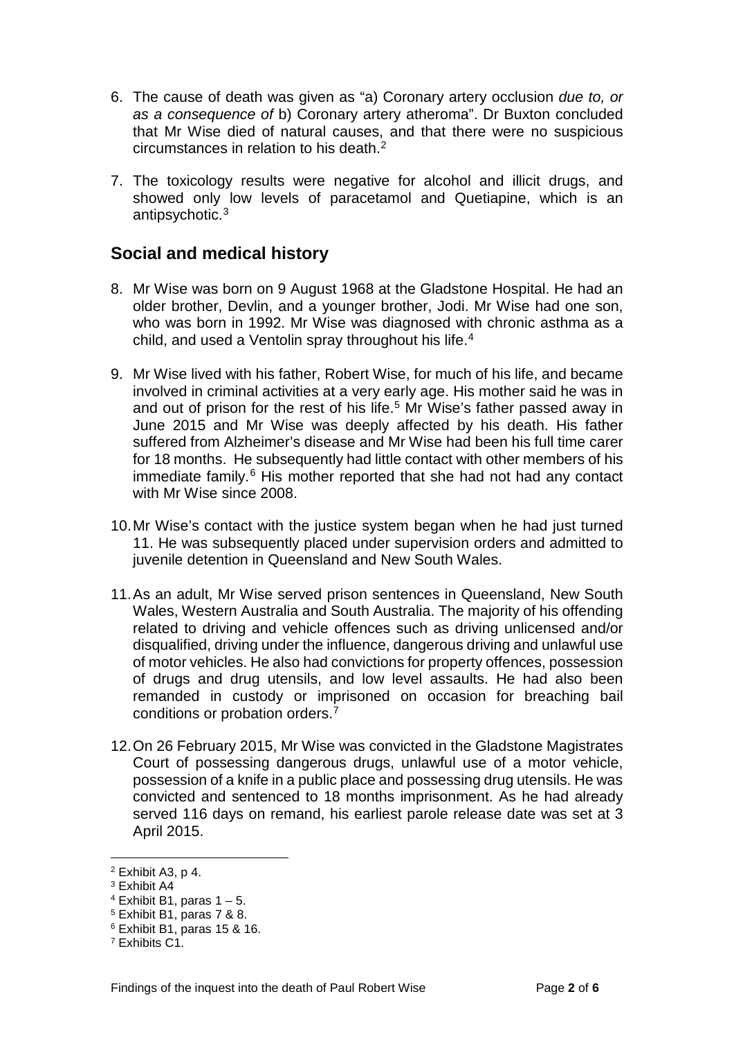6. The cause of death was given as "a) Coronary artery occlusion *due to, or as a consequence of* b) Coronary artery atheroma". Dr Buxton concluded that Mr Wise died of natural causes, and that there were no suspicious circumstances in relation to his death.[2]

7. The toxicology results were negative for alcohol and illicit drugs, and showed only low levels of paracetamol and Quetiapine, which is an antipsychotic.[3]

## Social and medical history

8. Mr Wise was born on 9 August 1968 at the Gladstone Hospital. He had an older brother, Devlin, and a younger brother, Jodi. Mr Wise had one son, who was born in 1992. Mr Wise was diagnosed with chronic asthma as a child, and used a Ventolin spray throughout his life.[4]

9. Mr Wise lived with his father, Robert Wise, for much of his life, and became involved in criminal activities at a very early age. His mother said he was in and out of prison for the rest of his life.[5] Mr Wise's father passed away in June 2015 and Mr Wise was deeply affected by his death. His father suffered from Alzheimer's disease and Mr Wise had been his full time carer for 18 months. He subsequently had little contact with other members of his immediate family.[6] His mother reported that she had not had any contact with Mr Wise since 2008.

10. Mr Wise's contact with the justice system began when he had just turned 11. He was subsequently placed under supervision orders and admitted to juvenile detention in Queensland and New South Wales.

11. As an adult, Mr Wise served prison sentences in Queensland, New South Wales, Western Australia and South Australia. The majority of his offending related to driving and vehicle offences such as driving unlicensed and/or disqualified, driving under the influence, dangerous driving and unlawful use of motor vehicles. He also had convictions for property offences, possession of drugs and drug utensils, and low level assaults. He had also been remanded in custody or imprisoned on occasion for breaching bail conditions or probation orders.[7]

12. On 26 February 2015, Mr Wise was convicted in the Gladstone Magistrates Court of possessing dangerous drugs, unlawful use of a motor vehicle, possession of a knife in a public place and possessing drug utensils. He was convicted and sentenced to 18 months imprisonment. As he had already served 116 days on remand, his earliest parole release date was set at 3 April 2015.

---

[2] Exhibit A3, p 4.
[3] Exhibit A4
[4] Exhibit B1, paras 1 – 5.
[5] Exhibit B1, paras 7 & 8.
[6] Exhibit B1, paras 15 & 16.
[7] Exhibits C1.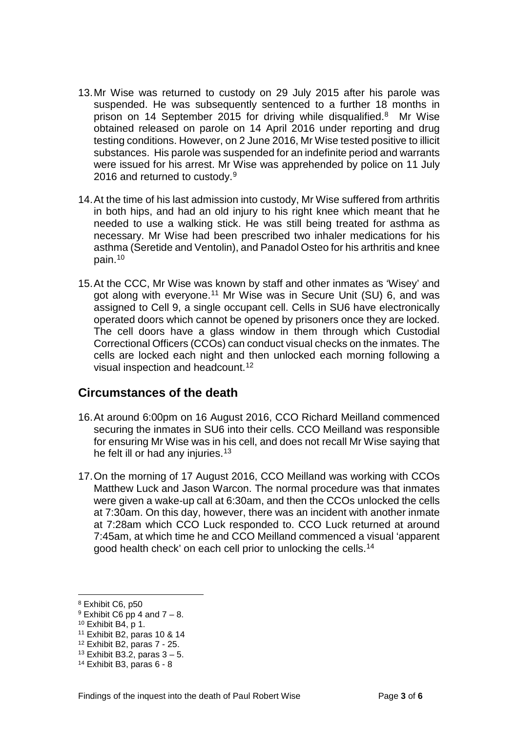13. Mr Wise was returned to custody on 29 July 2015 after his parole was suspended. He was subsequently sentenced to a further 18 months in prison on 14 September 2015 for driving while disqualified.[8] Mr Wise obtained released on parole on 14 April 2016 under reporting and drug testing conditions. However, on 2 June 2016, Mr Wise tested positive to illicit substances. His parole was suspended for an indefinite period and warrants were issued for his arrest. Mr Wise was apprehended by police on 11 July 2016 and returned to custody.[9]

14. At the time of his last admission into custody, Mr Wise suffered from arthritis in both hips, and had an old injury to his right knee which meant that he needed to use a walking stick. He was still being treated for asthma as necessary. Mr Wise had been prescribed two inhaler medications for his asthma (Seretide and Ventolin), and Panadol Osteo for his arthritis and knee pain.[10]

15. At the CCC, Mr Wise was known by staff and other inmates as 'Wisey' and got along with everyone.[11] Mr Wise was in Secure Unit (SU) 6, and was assigned to Cell 9, a single occupant cell. Cells in SU6 have electronically operated doors which cannot be opened by prisoners once they are locked. The cell doors have a glass window in them through which Custodial Correctional Officers (CCOs) can conduct visual checks on the inmates. The cells are locked each night and then unlocked each morning following a visual inspection and headcount.[12]

## Circumstances of the death

16. At around 6:00pm on 16 August 2016, CCO Richard Meilland commenced securing the inmates in SU6 into their cells. CCO Meilland was responsible for ensuring Mr Wise was in his cell, and does not recall Mr Wise saying that he felt ill or had any injuries.[13]

17. On the morning of 17 August 2016, CCO Meilland was working with CCOs Matthew Luck and Jason Warcon. The normal procedure was that inmates were given a wake-up call at 6:30am, and then the CCOs unlocked the cells at 7:30am. On this day, however, there was an incident with another inmate at 7:28am which CCO Luck responded to. CCO Luck returned at around 7:45am, at which time he and CCO Meilland commenced a visual 'apparent good health check' on each cell prior to unlocking the cells.[14]

[8] Exhibit C6, p50

[9] Exhibit C6 pp 4 and 7 – 8.

[10] Exhibit B4, p 1.

[11] Exhibit B2, paras 10 & 14

[12] Exhibit B2, paras 7 - 25.

[13] Exhibit B3.2, paras 3 – 5.

[14] Exhibit B3, paras 6 - 8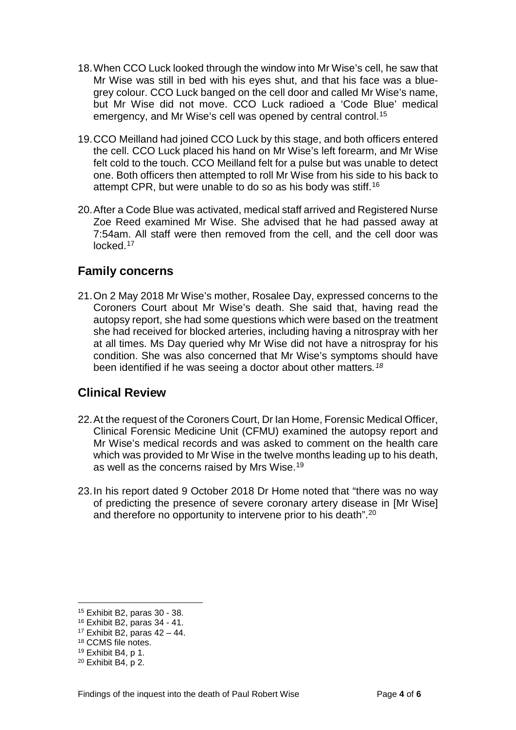18. When CCO Luck looked through the window into Mr Wise's cell, he saw that Mr Wise was still in bed with his eyes shut, and that his face was a blue-grey colour. CCO Luck banged on the cell door and called Mr Wise's name, but Mr Wise did not move. CCO Luck radioed a 'Code Blue' medical emergency, and Mr Wise's cell was opened by central control.[15]

19. CCO Meilland had joined CCO Luck by this stage, and both officers entered the cell. CCO Luck placed his hand on Mr Wise's left forearm, and Mr Wise felt cold to the touch. CCO Meilland felt for a pulse but was unable to detect one. Both officers then attempted to roll Mr Wise from his side to his back to attempt CPR, but were unable to do so as his body was stiff.[16]

20. After a Code Blue was activated, medical staff arrived and Registered Nurse Zoe Reed examined Mr Wise. She advised that he had passed away at 7:54am. All staff were then removed from the cell, and the cell door was locked.[17]

## Family concerns

21. On 2 May 2018 Mr Wise's mother, Rosalee Day, expressed concerns to the Coroners Court about Mr Wise's death. She said that, having read the autopsy report, she had some questions which were based on the treatment she had received for blocked arteries, including having a nitrospray with her at all times. Ms Day queried why Mr Wise did not have a nitrospray for his condition. She was also concerned that Mr Wise's symptoms should have been identified if he was seeing a doctor about other matters.[18]

## Clinical Review

22. At the request of the Coroners Court, Dr Ian Home, Forensic Medical Officer, Clinical Forensic Medicine Unit (CFMU) examined the autopsy report and Mr Wise's medical records and was asked to comment on the health care which was provided to Mr Wise in the twelve months leading up to his death, as well as the concerns raised by Mrs Wise.[19]

23. In his report dated 9 October 2018 Dr Home noted that "there was no way of predicting the presence of severe coronary artery disease in [Mr Wise] and therefore no opportunity to intervene prior to his death".[20]

---

[15] Exhibit B2, paras 30 - 38.
[16] Exhibit B2, paras 34 - 41.
[17] Exhibit B2, paras 42 – 44.
[18] CCMS file notes.
[19] Exhibit B4, p 1.
[20] Exhibit B4, p 2.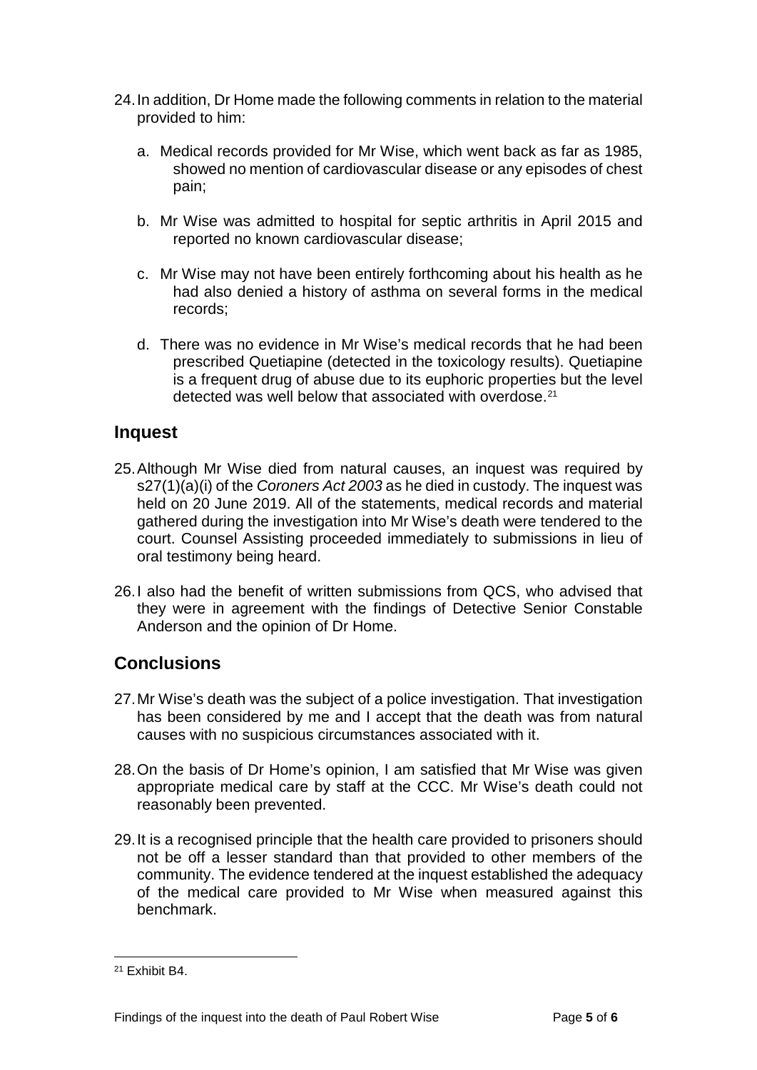24. In addition, Dr Home made the following comments in relation to the material provided to him:

    a. Medical records provided for Mr Wise, which went back as far as 1985, showed no mention of cardiovascular disease or any episodes of chest pain;

    b. Mr Wise was admitted to hospital for septic arthritis in April 2015 and reported no known cardiovascular disease;

    c. Mr Wise may not have been entirely forthcoming about his health as he had also denied a history of asthma on several forms in the medical records;

    d. There was no evidence in Mr Wise's medical records that he had been prescribed Quetiapine (detected in the toxicology results). Quetiapine is a frequent drug of abuse due to its euphoric properties but the level detected was well below that associated with overdose.[21]

## Inquest

25. Although Mr Wise died from natural causes, an inquest was required by s27(1)(a)(i) of the *Coroners Act 2003* as he died in custody. The inquest was held on 20 June 2019. All of the statements, medical records and material gathered during the investigation into Mr Wise's death were tendered to the court. Counsel Assisting proceeded immediately to submissions in lieu of oral testimony being heard.

26. I also had the benefit of written submissions from QCS, who advised that they were in agreement with the findings of Detective Senior Constable Anderson and the opinion of Dr Home.

## Conclusions

27. Mr Wise's death was the subject of a police investigation. That investigation has been considered by me and I accept that the death was from natural causes with no suspicious circumstances associated with it.

28. On the basis of Dr Home's opinion, I am satisfied that Mr Wise was given appropriate medical care by staff at the CCC. Mr Wise's death could not reasonably been prevented.

29. It is a recognised principle that the health care provided to prisoners should not be off a lesser standard than that provided to other members of the community. The evidence tendered at the inquest established the adequacy of the medical care provided to Mr Wise when measured against this benchmark.

---

[21] Exhibit B4.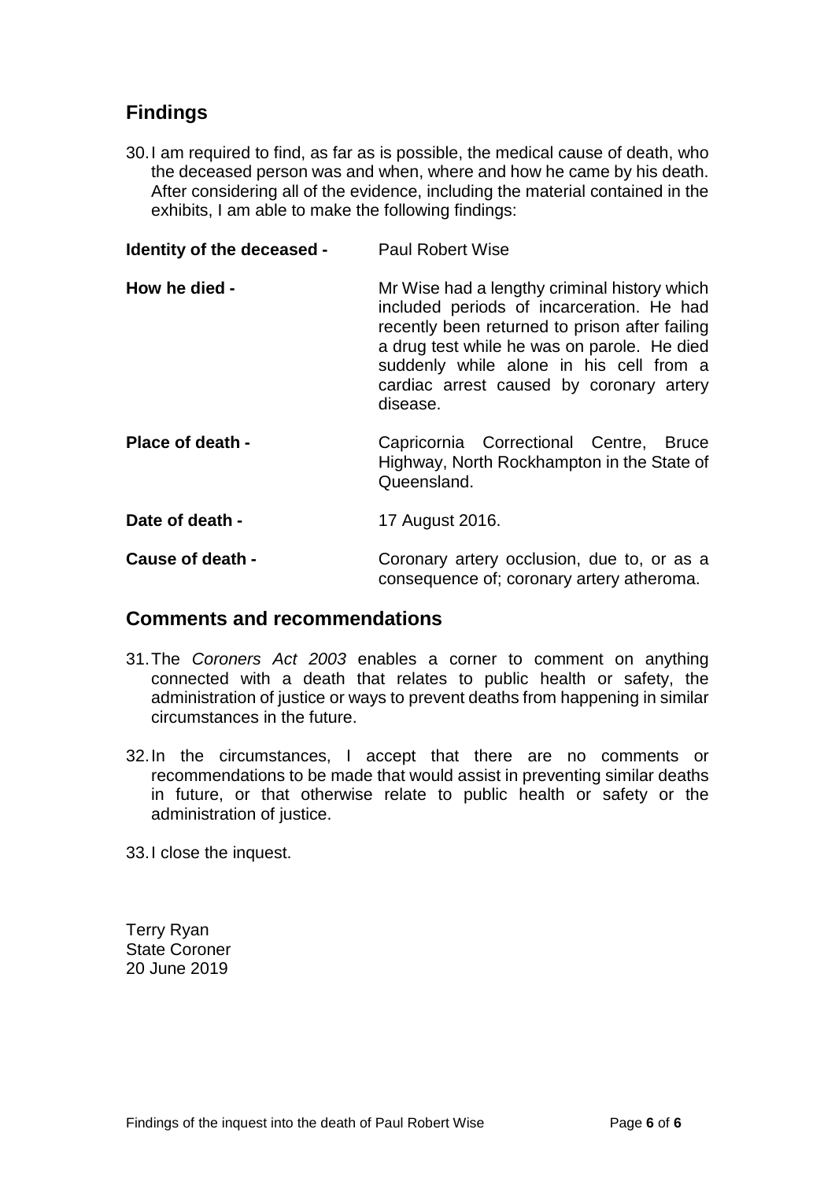## Findings

30. I am required to find, as far as is possible, the medical cause of death, who the deceased person was and when, where and how he came by his death. After considering all of the evidence, including the material contained in the exhibits, I am able to make the following findings:

| | |
|---|---|
| **Identity of the deceased -** | Paul Robert Wise |
| **How he died -** | Mr Wise had a lengthy criminal history which included periods of incarceration. He had recently been returned to prison after failing a drug test while he was on parole. He died suddenly while alone in his cell from a cardiac arrest caused by coronary artery disease. |
| **Place of death -** | Capricornia Correctional Centre, Bruce Highway, North Rockhampton in the State of Queensland. |
| **Date of death -** | 17 August 2016. |
| **Cause of death -** | Coronary artery occlusion, due to, or as a consequence of; coronary artery atheroma. |

## Comments and recommendations

31. The *Coroners Act 2003* enables a corner to comment on anything connected with a death that relates to public health or safety, the administration of justice or ways to prevent deaths from happening in similar circumstances in the future.

32. In the circumstances, I accept that there are no comments or recommendations to be made that would assist in preventing similar deaths in future, or that otherwise relate to public health or safety or the administration of justice.

33. I close the inquest.

Terry Ryan
State Coroner
20 June 2019